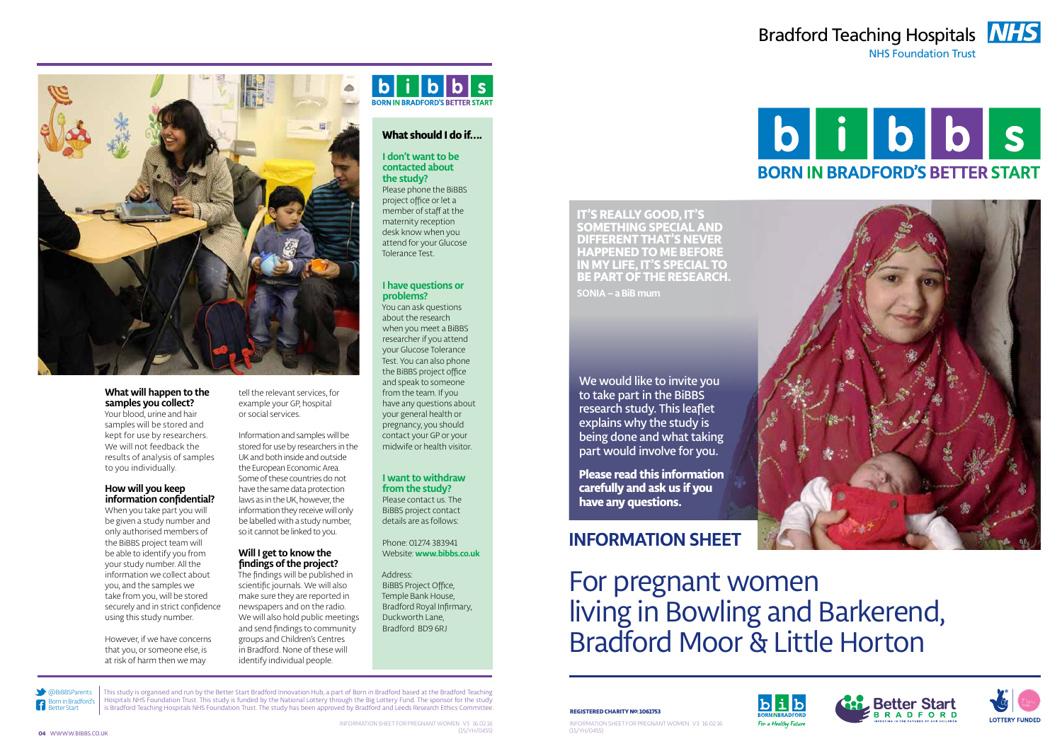Bradford Teaching Hospitals NHS Foundation Trust

# bibbs
## BORN IN BRADFORD'S BETTER START

**IT'S REALLY GOOD, IT'S SOMETHING SPECIAL AND DIFFERENT THAT'S NEVER HAPPENED TO ME BEFORE IN MY LIFE, IT'S SPECIAL TO BE PART OF THE RESEARCH.**

**SONIA – a BiB mum**

We would like to invite you to take part in the BiBBS research study. This leaflet explains why the study is being done and what taking part would involve for you.

**Please read this information carefully and ask us if you have any questions.**

## INFORMATION SHEET

# For pregnant women living in Bowling and Barkerend, Bradford Moor & Little Horton

### What will happen to the samples you collect?

Your blood, urine and hair samples will be stored and kept for use by researchers. We will not feedback the results of analysis of samples to you individually.

### How will you keep information confidential?

When you take part you will be given a study number and only authorised members of the BiBBS project team will be able to identify you from your study number. All the information we collect about you, and the samples we take from you, will be stored securely and in strict confidence using this study number.

However, if we have concerns that you, or someone else, is at risk of harm then we may tell the relevant services, for example your GP, hospital or social services.

Information and samples will be stored for use by researchers in the UK and both inside and outside the European Economic Area. Some of these countries do not have the same data protection laws as in the UK, however, the information they receive will only be labelled with a study number, so it cannot be linked to you.

### Will I get to know the findings of the project?

The findings will be published in scientific journals. We will also make sure they are reported in newspapers and on the radio. We will also hold public meetings and send findings to community groups and Children's Centres in Bradford. None of these will identify individual people.

bibbs — BORN IN BRADFORD'S BETTER START

### What should I do if....

**I don't want to be contacted about the study?**

Please phone the BiBBS project office or let a member of staff at the maternity reception desk know when you attend for your Glucose Tolerance Test.

**I have questions or problems?**

You can ask questions about the research when you meet a BiBBS researcher if you attend your Glucose Tolerance Test. You can also phone the BiBBS project office and speak to someone from the team. If you have any questions about your general health or pregnancy, you should contact your GP or your midwife or health visitor.

**I want to withdraw from the study?**

Please contact us. The BiBBS project contact details are as follows:

Phone: 01274 383941
Website: **www.bibbs.co.uk**

Address:
BiBBS Project Office,
Temple Bank House,
Bradford Royal Infirmary,
Duckworth Lane,
Bradford BD9 6RJ

@BiBBSParents
Born in Bradford's Better Start

This study is organised and run by the Better Start Bradford Innovation Hub, a part of Born in Bradford based at the Bradford Teaching Hospitals NHS Foundation Trust. This study is funded by the National Lottery through the Big Lottery Fund. The sponsor for the study is Bradford Teaching Hospitals NHS Foundation Trust. The study has been approved by Bradford and Leeds Research Ethics Committee.

INFORMATION SHEET FOR PREGNANT WOMEN V3 16.02.16 (15/YH/0455)

**REGISTERED CHARITY NO: 1061753**

INFORMATION SHEET FOR PREGNANT WOMEN V3 16.02.16 (15/YH/0455)

BiB BORNINBRADFORD For a Healthy Future — Better Start Bradford — LOTTERY FUNDED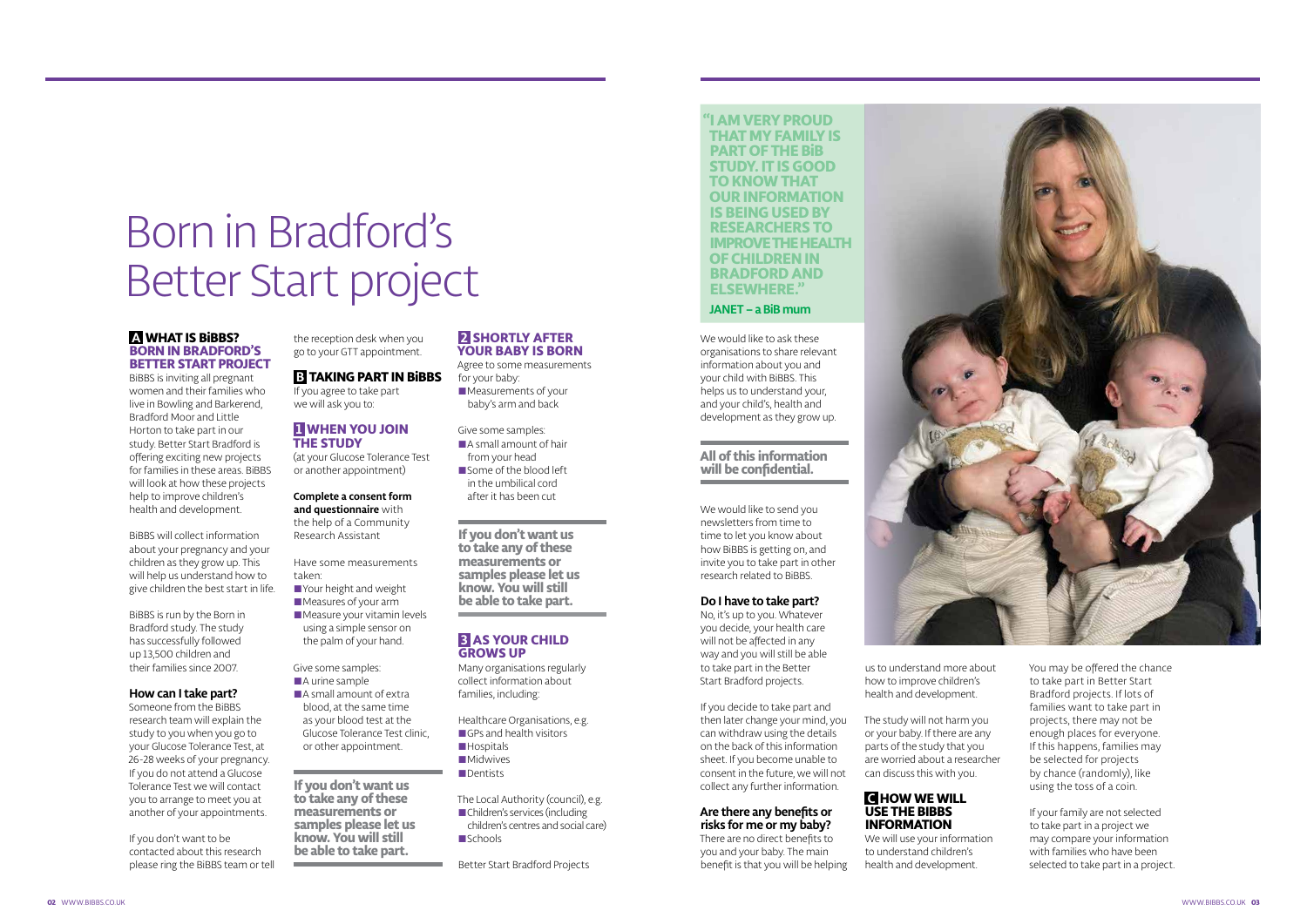# Born in Bradford's Better Start project

## A WHAT IS BiBBS? BORN IN BRADFORD'S BETTER START PROJECT

BiBBS is inviting all pregnant women and their families who live in Bowling and Barkerend, Bradford Moor and Little Horton to take part in our study. Better Start Bradford is offering exciting new projects for families in these areas. BiBBS will look at how these projects help to improve children's health and development.

BiBBS will collect information about your pregnancy and your children as they grow up. This will help us understand how to give children the best start in life.

BiBBS is run by the Born in Bradford study. The study has successfully followed up 13,500 children and their families since 2007.

### How can I take part?

Someone from the BiBBS research team will explain the study to you when you go to your Glucose Tolerance Test, at 26-28 weeks of your pregnancy. If you do not attend a Glucose Tolerance Test we will contact you to arrange to meet you at another of your appointments.

If you don't want to be contacted about this research please ring the BiBBS team or tell the reception desk when you go to your GTT appointment.

## B TAKING PART IN BiBBS

If you agree to take part we will ask you to:

### 1 WHEN YOU JOIN THE STUDY

(at your Glucose Tolerance Test or another appointment)

**Complete a consent form and questionnaire** with the help of a Community Research Assistant

Have some measurements taken:

- Your height and weight
- Measures of your arm
- Measure your vitamin levels using a simple sensor on the palm of your hand.

Give some samples:

- A urine sample
- A small amount of extra blood, at the same time as your blood test at the Glucose Tolerance Test clinic, or other appointment.

**If you don't want us to take any of these measurements or samples please let us know. You will still be able to take part.**

### 2 SHORTLY AFTER YOUR BABY IS BORN

Agree to some measurements for your baby:

- Measurements of your baby's arm and back

Give some samples:

- A small amount of hair from your head
- Some of the blood left in the umbilical cord after it has been cut

**If you don't want us to take any of these measurements or samples please let us know. You will still be able to take part.**

### 3 AS YOUR CHILD GROWS UP

Many organisations regularly collect information about families, including:

Healthcare Organisations, e.g.

- GPs and health visitors
- Hospitals
- Midwives
- Dentists

The Local Authority (council), e.g.

- Children's services (including children's centres and social care)
- Schools

Better Start Bradford Projects

**"I AM VERY PROUD THAT MY FAMILY IS PART OF THE BiB STUDY. IT IS GOOD TO KNOW THAT OUR INFORMATION IS BEING USED BY RESEARCHERS TO IMPROVE THE HEALTH OF CHILDREN IN BRADFORD AND ELSEWHERE."**

**JANET – a BiB mum**

We would like to ask these organisations to share relevant information about you and your child with BiBBS. This helps us to understand your, and your child's, health and development as they grow up.

**All of this information will be confidential.**

We would like to send you newsletters from time to time to let you know about how BiBBS is getting on, and invite you to take part in other research related to BiBBS.

### Do I have to take part?

No, it's up to you. Whatever you decide, your health care will not be affected in any way and you will still be able to take part in the Better Start Bradford projects.

If you decide to take part and then later change your mind, you can withdraw using the details on the back of this information sheet. If you become unable to consent in the future, we will not collect any further information.

### Are there any benefits or risks for me or my baby?

There are no direct benefits to you and your baby. The main benefit is that you will be helping us to understand more about how to improve children's health and development.

The study will not harm you or your baby. If there are any parts of the study that you are worried about a researcher can discuss this with you.

## C HOW WE WILL USE THE BiBBS INFORMATION

We will use your information to understand children's health and development.

You may be offered the chance to take part in Better Start Bradford projects. If lots of families want to take part in projects, there may not be enough places for everyone. If this happens, families may be selected for projects by chance (randomly), like using the toss of a coin.

If your family are not selected to take part in a project we may compare your information with families who have been selected to take part in a project.